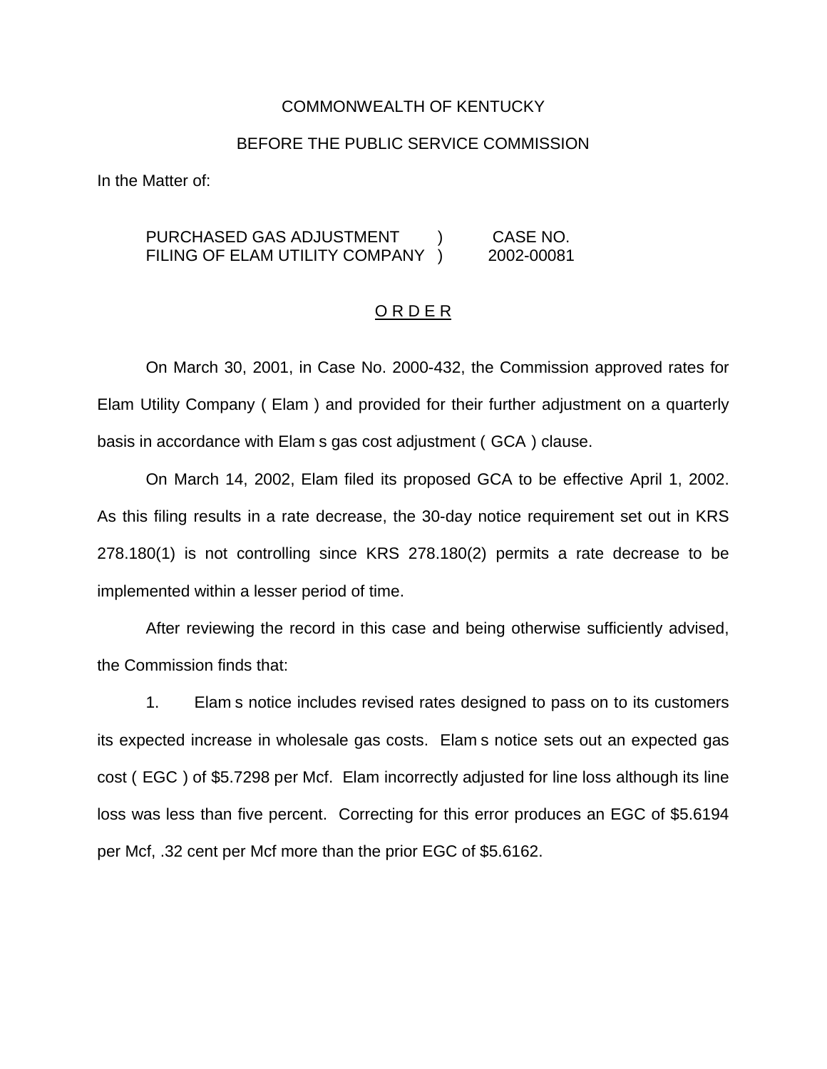COMMONWEALTH OF KENTUCKY

BEFORE THE PUBLIC SERVICE COMMISSION

In the Matter of:

| | | |
|---|---|---|
| PURCHASED GAS ADJUSTMENT | ) | CASE NO. |
| FILING OF ELAM UTILITY COMPANY | ) | 2002-00081 |

O R D E R

On March 30, 2001, in Case No. 2000-432, the Commission approved rates for Elam Utility Company ( Elam ) and provided for their further adjustment on a quarterly basis in accordance with Elam s gas cost adjustment ( GCA ) clause.

On March 14, 2002, Elam filed its proposed GCA to be effective April 1, 2002. As this filing results in a rate decrease, the 30-day notice requirement set out in KRS 278.180(1) is not controlling since KRS 278.180(2) permits a rate decrease to be implemented within a lesser period of time.

After reviewing the record in this case and being otherwise sufficiently advised, the Commission finds that:

1. Elam s notice includes revised rates designed to pass on to its customers its expected increase in wholesale gas costs. Elam s notice sets out an expected gas cost ( EGC ) of $5.7298 per Mcf. Elam incorrectly adjusted for line loss although its line loss was less than five percent. Correcting for this error produces an EGC of $5.6194 per Mcf, .32 cent per Mcf more than the prior EGC of $5.6162.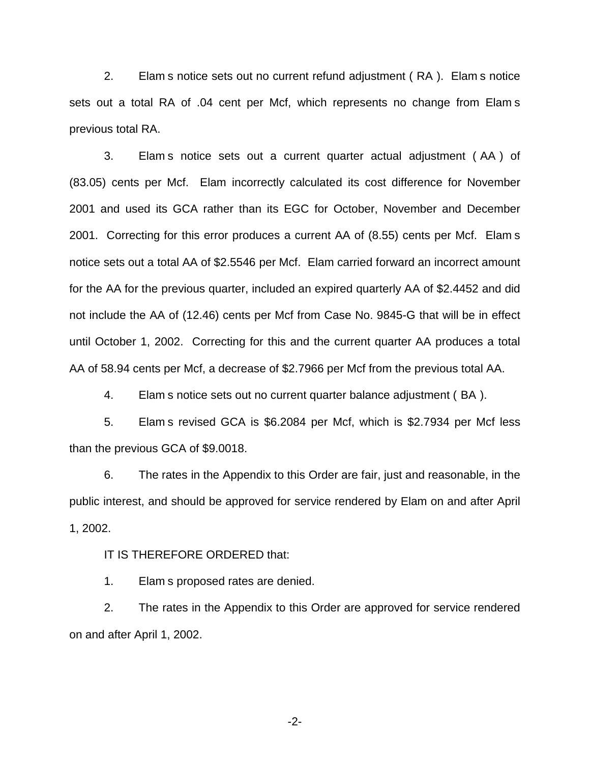2. Elam s notice sets out no current refund adjustment ( RA ). Elam s notice sets out a total RA of .04 cent per Mcf, which represents no change from Elam s previous total RA.

3. Elam s notice sets out a current quarter actual adjustment ( AA ) of (83.05) cents per Mcf. Elam incorrectly calculated its cost difference for November 2001 and used its GCA rather than its EGC for October, November and December 2001. Correcting for this error produces a current AA of (8.55) cents per Mcf. Elam s notice sets out a total AA of $2.5546 per Mcf. Elam carried forward an incorrect amount for the AA for the previous quarter, included an expired quarterly AA of $2.4452 and did not include the AA of (12.46) cents per Mcf from Case No. 9845-G that will be in effect until October 1, 2002. Correcting for this and the current quarter AA produces a total AA of 58.94 cents per Mcf, a decrease of $2.7966 per Mcf from the previous total AA.

4. Elam s notice sets out no current quarter balance adjustment ( BA ).

5. Elam s revised GCA is $6.2084 per Mcf, which is $2.7934 per Mcf less than the previous GCA of $9.0018.

6. The rates in the Appendix to this Order are fair, just and reasonable, in the public interest, and should be approved for service rendered by Elam on and after April 1, 2002.

IT IS THEREFORE ORDERED that:

1. Elam s proposed rates are denied.

2. The rates in the Appendix to this Order are approved for service rendered on and after April 1, 2002.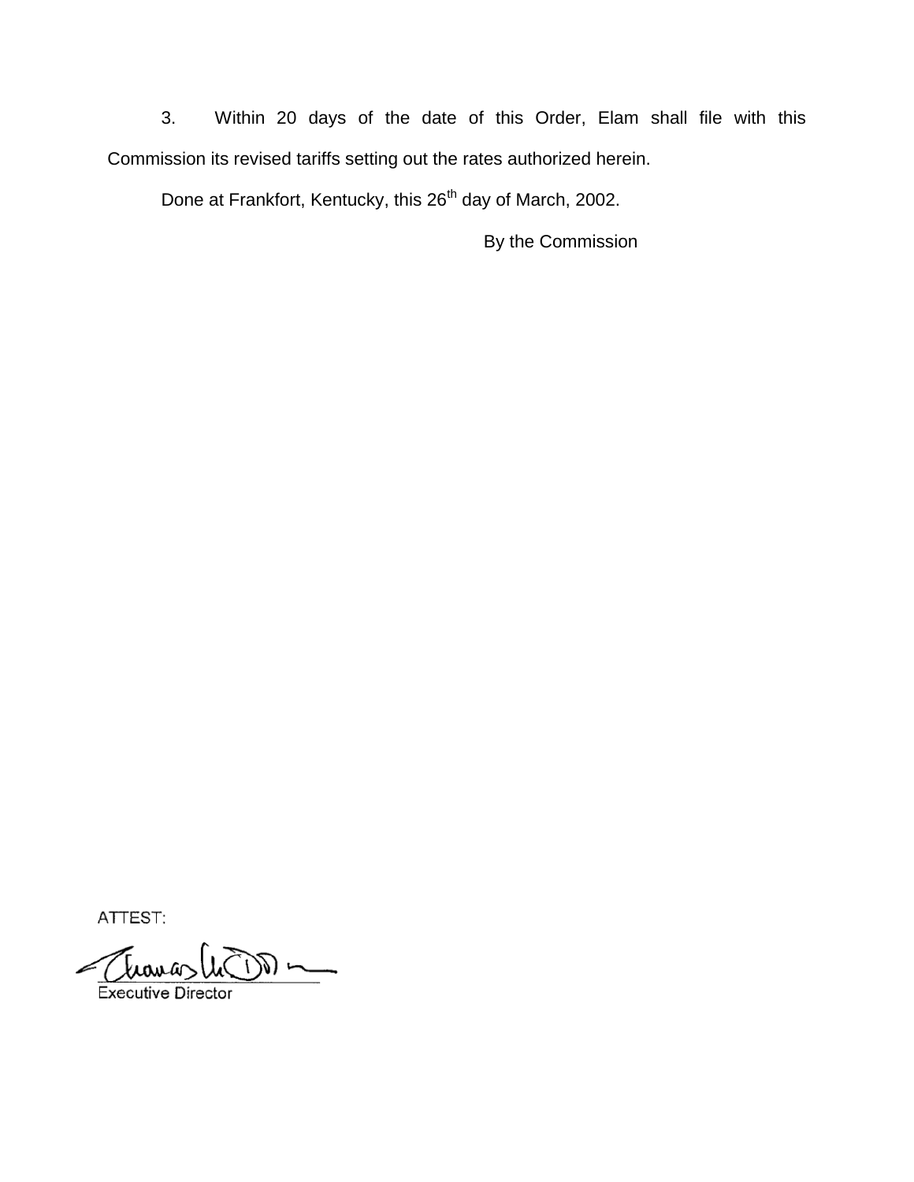3. Within 20 days of the date of this Order, Elam shall file with this Commission its revised tariffs setting out the rates authorized herein.

Done at Frankfort, Kentucky, this 26th day of March, 2002.

By the Commission

ATTEST:

Executive Director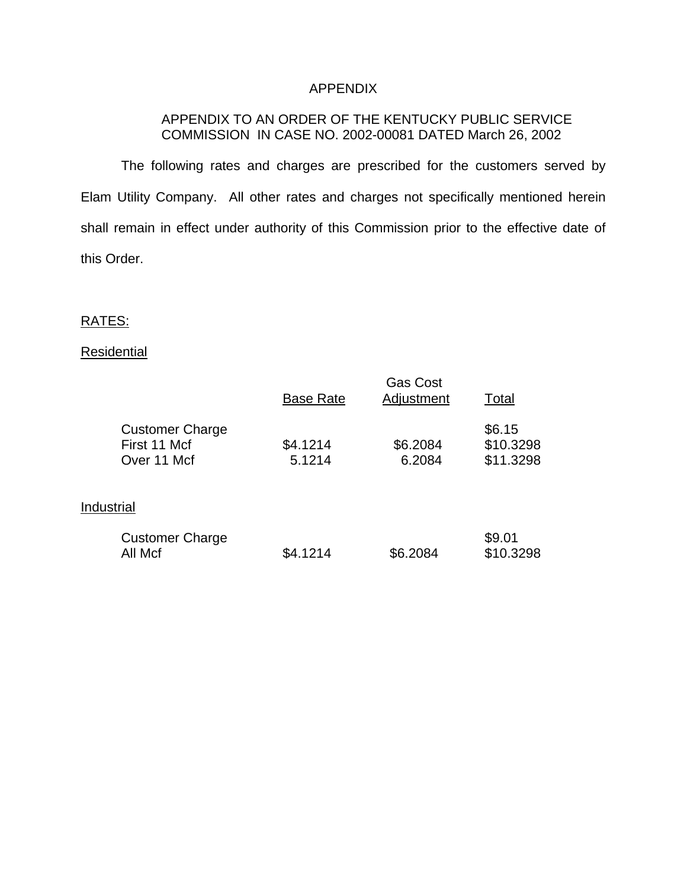APPENDIX

APPENDIX TO AN ORDER OF THE KENTUCKY PUBLIC SERVICE COMMISSION IN CASE NO. 2002-00081 DATED March 26, 2002

The following rates and charges are prescribed for the customers served by Elam Utility Company. All other rates and charges not specifically mentioned herein shall remain in effect under authority of this Commission prior to the effective date of this Order.

RATES:

Residential

| | Base Rate | Gas Cost Adjustment | Total |
|---|---|---|---|
| Customer Charge | | | $6.15 |
| First 11 Mcf | $4.1214 | $6.2084 | $10.3298 |
| Over 11 Mcf | 5.1214 | 6.2084 | $11.3298 |

Industrial

| | Base Rate | Gas Cost Adjustment | Total |
|---|---|---|---|
| Customer Charge | | | $9.01 |
| All Mcf | $4.1214 | $6.2084 | $10.3298 |